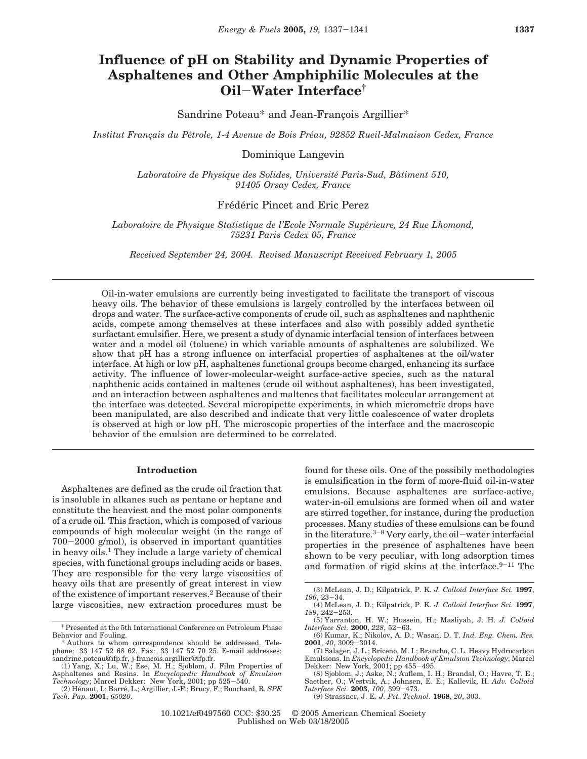# Influence of pH on Stability and Dynamic Properties of Asphaltenes and Other Amphiphilic Molecules at the Oil–Water Interface†

Sandrine Poteau* and Jean-François Argillier*

*Institut Français du Pétrole, 1-4 Avenue de Bois Préau, 92852 Rueil-Malmaison Cedex, France*

Dominique Langevin

*Laboratoire de Physique des Solides, Université Paris-Sud, Bâtiment 510, 91405 Orsay Cedex, France*

Frédéric Pincet and Eric Perez

*Laboratoire de Physique Statistique de l'Ecole Normale Supérieure, 24 Rue Lhomond, 75231 Paris Cedex 05, France*

*Received September 24, 2004. Revised Manuscript Received February 1, 2005*

Oil-in-water emulsions are currently being investigated to facilitate the transport of viscous heavy oils. The behavior of these emulsions is largely controlled by the interfaces between oil drops and water. The surface-active components of crude oil, such as asphaltenes and naphthenic acids, compete among themselves at these interfaces and also with possibly added synthetic surfactant emulsifier. Here, we present a study of dynamic interfacial tension of interfaces between water and a model oil (toluene) in which variable amounts of asphaltenes are solubilized. We show that pH has a strong influence on interfacial properties of asphaltenes at the oil/water interface. At high or low pH, asphaltenes functional groups become charged, enhancing its surface activity. The influence of lower-molecular-weight surface-active species, such as the natural naphthenic acids contained in maltenes (crude oil without asphaltenes), has been investigated, and an interaction between asphaltenes and maltenes that facilitates molecular arrangement at the interface was detected. Several micropipette experiments, in which micrometric drops have been manipulated, are also described and indicate that very little coalescence of water droplets is observed at high or low pH. The microscopic properties of the interface and the macroscopic behavior of the emulsion are determined to be correlated.

## Introduction

Asphaltenes are defined as the crude oil fraction that is insoluble in alkanes such as pentane or heptane and constitute the heaviest and the most polar components of a crude oil. This fraction, which is composed of various compounds of high molecular weight (in the range of 700–2000 g/mol), is observed in important quantities in heavy oils.[1] They include a large variety of chemical species, with functional groups including acids or bases. They are responsible for the very large viscosities of heavy oils that are presently of great interest in view of the existence of important reserves.[2] Because of their large viscosities, new extraction procedures must be found for these oils. One of the possibly methodologies is emulsification in the form of more-fluid oil-in-water emulsions. Because asphaltenes are surface-active, water-in-oil emulsions are formed when oil and water are stirred together, for instance, during the production processes. Many studies of these emulsions can be found in the literature.[3–8] Very early, the oil–water interfacial properties in the presence of asphaltenes have been shown to be very peculiar, with long adsorption times and formation of rigid skins at the interface.[9–11] The

† Presented at the 5th International Conference on Petroleum Phase Behavior and Fouling.

\* Authors to whom correspondence should be addressed. Telephone: 33 147 52 68 62. Fax: 33 147 52 70 25. E-mail addresses: sandrine.poteau@ifp.fr, j-francois.argillier@ifp.fr.

(1) Yang, X.; Lu, W.; Ese, M. H.; Sjöblom, J. Film Properties of Asphaltenes and Resins. In *Encyclopedic Handbook of Emulsion Technology*; Marcel Dekker: New York, 2001; pp 525–540.

(2) Hénaut, I.; Barré, L.; Argillier, J.-F.; Brucy, F.; Bouchard, R. *SPE Tech. Pap.* **2001**, *65020*.

(3) McLean, J. D.; Kilpatrick, P. K. *J. Colloid Interface Sci.* **1997**, *196*, 23–34.

(4) McLean, J. D.; Kilpatrick, P. K. *J. Colloid Interface Sci.* **1997**, *189*, 242–253.

(5) Yarranton, H. W.; Hussein, H.; Masliyah, J. H. *J. Colloid Interface Sci.* **2000**, *228*, 52–63.

(6) Kumar, K.; Nikolov, A. D.; Wasan, D. T. *Ind. Eng. Chem. Res.* **2001**, *40*, 3009–3014.

(7) Salager, J. L.; Briceno, M. I.; Brancho, C. L. Heavy Hydrocarbon Emulsions. In *Encyclopedic Handbook of Emulsion Technology*; Marcel Dekker: New York, 2001; pp 455–495.

(8) Sjoblom, J.; Aske, N.; Auflem, I. H.; Brandal, O.; Havre, T. E.; Saether, O.; Westvik, A.; Johnsen, E. E.; Kallevik, H. *Adv. Colloid Interface Sci.* **2003**, *100*, 399–473.

(9) Strassner, J. E. *J. Pet. Technol.* **1968**, *20*, 303.

10.1021/ef0497560 CCC: $30.25 © 2005 American Chemical Society
Published on Web 03/18/2005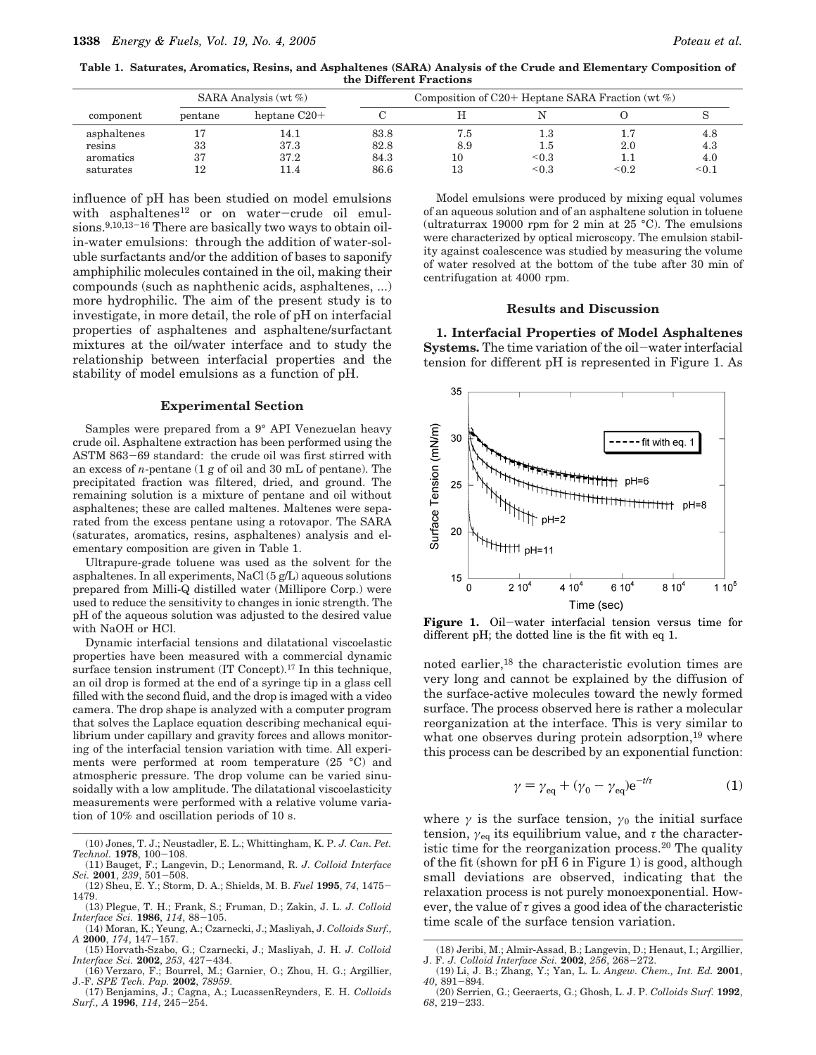**Table 1. Saturates, Aromatics, Resins, and Asphaltenes (SARA) Analysis of the Crude and Elementary Composition of the Different Fractions**

| | SARA Analysis (wt %) | | Composition of C20+ Heptane SARA Fraction (wt %) | | | | |
|---|---|---|---|---|---|---|---|
| component | pentane | heptane C20+ | C | H | N | O | S |
| asphaltenes | 17 | 14.1 | 83.8 | 7.5 | 1.3 | 1.7 | 4.8 |
| resins | 33 | 37.3 | 82.8 | 8.9 | 1.5 | 2.0 | 4.3 |
| aromatics | 37 | 37.2 | 84.3 | 10 | <0.3 | 1.1 | 4.0 |
| saturates | 12 | 11.4 | 86.6 | 13 | <0.3 | <0.2 | <0.1 |

influence of pH has been studied on model emulsions with asphaltenes[12] or on water–crude oil emulsions.[9,10,13–16] There are basically two ways to obtain oil-in-water emulsions: through the addition of water-soluble surfactants and/or the addition of bases to saponify amphiphilic molecules contained in the oil, making their compounds (such as naphthenic acids, asphaltenes, ...) more hydrophilic. The aim of the present study is to investigate, in more detail, the role of pH on interfacial properties of asphaltenes and asphaltene/surfactant mixtures at the oil/water interface and to study the relationship between interfacial properties and the stability of model emulsions as a function of pH.

## Experimental Section

Samples were prepared from a 9° API Venezuelan heavy crude oil. Asphaltene extraction has been performed using the ASTM 863–69 standard: the crude oil was first stirred with an excess of *n*-pentane (1 g of oil and 30 mL of pentane). The precipitated fraction was filtered, dried, and ground. The remaining solution is a mixture of pentane and oil without asphaltenes; these are called maltenes. Maltenes were separated from the excess pentane using a rotovapor. The SARA (saturates, aromatics, resins, asphaltenes) analysis and elementary composition are given in Table 1.

Ultrapure-grade toluene was used as the solvent for the asphaltenes. In all experiments, NaCl (5 g/L) aqueous solutions prepared from Milli-Q distilled water (Millipore Corp.) were used to reduce the sensitivity to changes in ionic strength. The pH of the aqueous solution was adjusted to the desired value with NaOH or HCl.

Dynamic interfacial tensions and dilatational viscoelastic properties have been measured with a commercial dynamic surface tension instrument (IT Concept).[17] In this technique, an oil drop is formed at the end of a syringe tip in a glass cell filled with the second fluid, and the drop is imaged with a video camera. The drop shape is analyzed with a computer program that solves the Laplace equation describing mechanical equilibrium under capillary and gravity forces and allows monitoring of the interfacial tension variation with time. All experiments were performed at room temperature (25 °C) and atmospheric pressure. The drop volume can be varied sinusoidally with a low amplitude. The dilatational viscoelasticity measurements were performed with a relative volume variation of 10% and oscillation periods of 10 s.

Model emulsions were produced by mixing equal volumes of an aqueous solution and of an asphaltene solution in toluene (ultraturrax 19000 rpm for 2 min at 25 °C). The emulsions were characterized by optical microscopy. The emulsion stability against coalescence was studied by measuring the volume of water resolved at the bottom of the tube after 30 min of centrifugation at 4000 rpm.

## Results and Discussion

**1. Interfacial Properties of Model Asphaltenes Systems.** The time variation of the oil–water interfacial tension for different pH is represented in Figure 1. As noted earlier,[18] the characteristic evolution times are very long and cannot be explained by the diffusion of the surface-active molecules toward the newly formed surface. The process observed here is rather a molecular reorganization at the interface. This is very similar to what one observes during protein adsorption,[19] where this process can be described by an exponential function:

$$\gamma = \gamma_{eq} + (\gamma_0 - \gamma_{eq})e^{-t/\tau} \tag{1}$$

where $\gamma$ is the surface tension, $\gamma_0$ the initial surface tension, $\gamma_{eq}$ its equilibrium value, and $\tau$ the characteristic time for the reorganization process.[20] The quality of the fit (shown for pH 6 in Figure 1) is good, although small deviations are observed, indicating that the relaxation process is not purely monoexponential. However, the value of $\tau$ gives a good idea of the characteristic time scale of the surface tension variation.

**Figure 1.** Oil–water interfacial tension versus time for different pH; the dotted line is the fit with eq 1.

(10) Jones, T. J.; Neustadler, E. L.; Whittingham, K. P. *J. Can. Pet. Technol.* **1978**, 100–108.
(11) Bauget, F.; Langevin, D.; Lenormand, R. *J. Colloid Interface Sci.* **2001**, *239*, 501–508.
(12) Sheu, E. Y.; Storm, D. A.; Shields, M. B. *Fuel* **1995**, *74*, 1475–1479.
(13) Plegue, T. H.; Frank, S.; Fruman, D.; Zakin, J. L. *J. Colloid Interface Sci.* **1986**, *114*, 88–105.
(14) Moran, K.; Yeung, A.; Czarnecki, J.; Masliyah, J. *Colloids Surf., A* **2000**, *174*, 147–157.
(15) Horvath-Szabo, G.; Czarnecki, J.; Masliyah, J. H. *J. Colloid Interface Sci.* **2002**, *253*, 427–434.
(16) Verzaro, F.; Bourrel, M.; Garnier, O.; Zhou, H. G.; Argillier, J.-F. *SPE Tech. Pap.* **2002**, *78959*.
(17) Benjamins, J.; Cagna, A.; LucassenReynders, E. H. *Colloids Surf., A* **1996**, *114*, 245–254.
(18) Jeribi, M.; Almir-Assad, B.; Langevin, D.; Henaut, I.; Argillier, J. F. *J. Colloid Interface Sci.* **2002**, *256*, 268–272.
(19) Li, J. B.; Zhang, Y.; Yan, L. L. *Angew. Chem., Int. Ed.* **2001**, *40*, 891–894.
(20) Serrien, G.; Geeraerts, G.; Ghosh, L. J. P. *Colloids Surf.* **1992**, *68*, 219–233.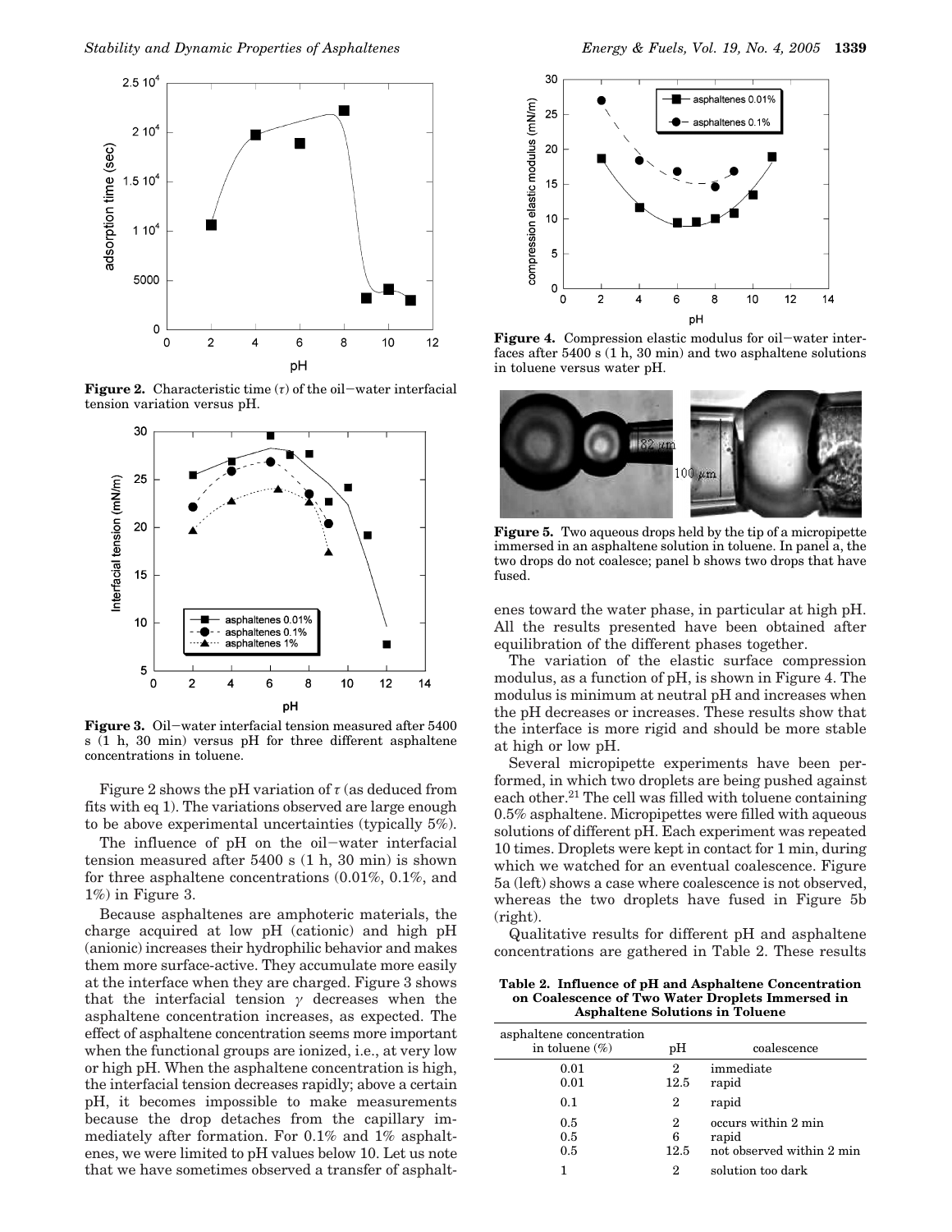**Figure 2.** Characteristic time ($\tau$) of the oil−water interfacial tension variation versus pH.

**Figure 3.** Oil−water interfacial tension measured after 5400 s (1 h, 30 min) versus pH for three different asphaltene concentrations in toluene.

Figure 2 shows the pH variation of $\tau$ (as deduced from fits with eq 1). The variations observed are large enough to be above experimental uncertainties (typically 5%).

The influence of pH on the oil−water interfacial tension measured after 5400 s (1 h, 30 min) is shown for three asphaltene concentrations (0.01%, 0.1%, and 1%) in Figure 3.

Because asphaltenes are amphoteric materials, the charge acquired at low pH (cationic) and high pH (anionic) increases their hydrophilic behavior and makes them more surface-active. They accumulate more easily at the interface when they are charged. Figure 3 shows that the interfacial tension $\gamma$ decreases when the asphaltene concentration increases, as expected. The effect of asphaltene concentration seems more important when the functional groups are ionized, i.e., at very low or high pH. When the asphaltene concentration is high, the interfacial tension decreases rapidly; above a certain pH, it becomes impossible to make measurements because the drop detaches from the capillary immediately after formation. For 0.1% and 1% asphaltenes, we were limited to pH values below 10. Let us note that we have sometimes observed a transfer of asphaltenes toward the water phase, in particular at high pH. All the results presented have been obtained after equilibration of the different phases together.

**Figure 4.** Compression elastic modulus for oil−water interfaces after 5400 s (1 h, 30 min) and two asphaltene solutions in toluene versus water pH.

**Figure 5.** Two aqueous drops held by the tip of a micropipette immersed in an asphaltene solution in toluene. In panel a, the two drops do not coalesce; panel b shows two drops that have fused.

The variation of the elastic surface compression modulus, as a function of pH, is shown in Figure 4. The modulus is minimum at neutral pH and increases when the pH decreases or increases. These results show that the interface is more rigid and should be more stable at high or low pH.

Several micropipette experiments have been performed, in which two droplets are being pushed against each other.[21] The cell was filled with toluene containing 0.5% asphaltene. Micropipettes were filled with aqueous solutions of different pH. Each experiment was repeated 10 times. Droplets were kept in contact for 1 min, during which we watched for an eventual coalescence. Figure 5a (left) shows a case where coalescence is not observed, whereas the two droplets have fused in Figure 5b (right).

Qualitative results for different pH and asphaltene concentrations are gathered in Table 2. These results

**Table 2. Influence of pH and Asphaltene Concentration on Coalescence of Two Water Droplets Immersed in Asphaltene Solutions in Toluene**

| asphaltene concentration in toluene (%) | pH | coalescence |
|---|---|---|
| 0.01 | 2 | immediate |
| 0.01 | 12.5 | rapid |
| 0.1 | 2 | rapid |
| 0.5 | 2 | occurs within 2 min |
| 0.5 | 6 | rapid |
| 0.5 | 12.5 | not observed within 2 min |
| 1 | 2 | solution too dark |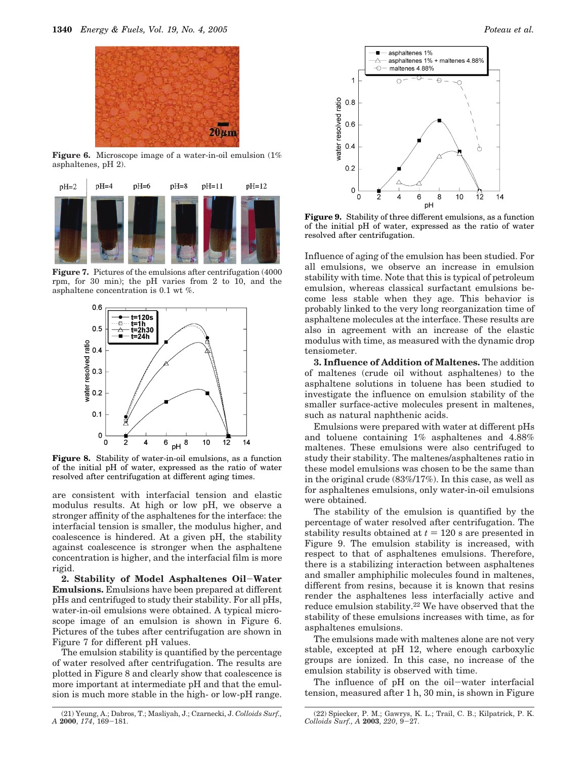Figure 6. Microscope image of a water-in-oil emulsion (1% asphaltenes, pH 2).

Figure 7. Pictures of the emulsions after centrifugation (4000 rpm, for 30 min); the pH varies from 2 to 10, and the asphaltene concentration is 0.1 wt %.

Figure 8. Stability of water-in-oil emulsions, as a function of the initial pH of water, expressed as the ratio of water resolved after centrifugation at different aging times.

are consistent with interfacial tension and elastic modulus results. At high or low pH, we observe a stronger affinity of the asphaltenes for the interface: the interfacial tension is smaller, the modulus higher, and coalescence is hindered. At a given pH, the stability against coalescence is stronger when the asphaltene concentration is higher, and the interfacial film is more rigid.

**2. Stability of Model Asphaltenes Oil−Water Emulsions.** Emulsions have been prepared at different pHs and centrifuged to study their stability. For all pHs, water-in-oil emulsions were obtained. A typical microscope image of an emulsion is shown in Figure 6. Pictures of the tubes after centrifugation are shown in Figure 7 for different pH values.

The emulsion stability is quantified by the percentage of water resolved after centrifugation. The results are plotted in Figure 8 and clearly show that coalescence is more important at intermediate pH and that the emulsion is much more stable in the high- or low-pH range.

Figure 9. Stability of three different emulsions, as a function of the initial pH of water, expressed as the ratio of water resolved after centrifugation.

Influence of aging of the emulsion has been studied. For all emulsions, we observe an increase in emulsion stability with time. Note that this is typical of petroleum emulsion, whereas classical surfactant emulsions become less stable when they age. This behavior is probably linked to the very long reorganization time of asphaltene molecules at the interface. These results are also in agreement with an increase of the elastic modulus with time, as measured with the dynamic drop tensiometer.

**3. Influence of Addition of Maltenes.** The addition of maltenes (crude oil without asphaltenes) to the asphaltene solutions in toluene has been studied to investigate the influence on emulsion stability of the smaller surface-active molecules present in maltenes, such as natural naphthenic acids.

Emulsions were prepared with water at different pHs and toluene containing 1% asphaltenes and 4.88% maltenes. These emulsions were also centrifuged to study their stability. The maltenes/asphaltenes ratio in these model emulsions was chosen to be the same than in the original crude (83%/17%). In this case, as well as for asphaltenes emulsions, only water-in-oil emulsions were obtained.

The stability of the emulsion is quantified by the percentage of water resolved after centrifugation. The stability results obtained at $t = 120$ s are presented in Figure 9. The emulsion stability is increased, with respect to that of asphaltenes emulsions. Therefore, there is a stabilizing interaction between asphaltenes and smaller amphiphilic molecules found in maltenes, different from resins, because it is known that resins render the asphaltenes less interfacially active and reduce emulsion stability.[22] We have observed that the stability of these emulsions increases with time, as for asphaltenes emulsions.

The emulsions made with maltenes alone are not very stable, excepted at pH 12, where enough carboxylic groups are ionized. In this case, no increase of the emulsion stability is observed with time.

The influence of pH on the oil−water interfacial tension, measured after 1 h, 30 min, is shown in Figure

(21) Yeung, A.; Dabros, T.; Masliyah, J.; Czarnecki, J. *Colloids Surf., A* **2000**, *174*, 169−181.

(22) Spiecker, P. M.; Gawrys, K. L.; Trail, C. B.; Kilpatrick, P. K. *Colloids Surf., A* **2003**, *220*, 9−27.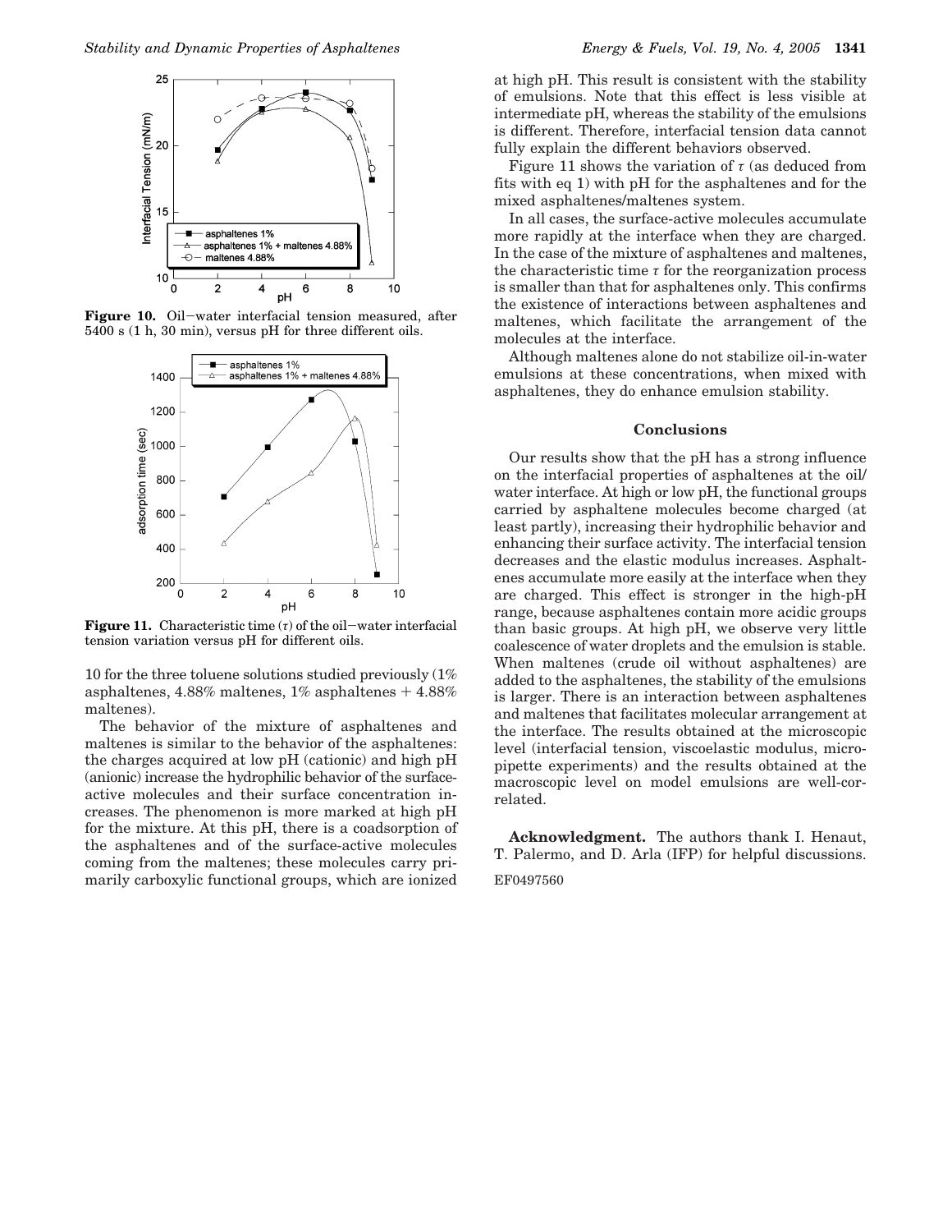25

20

15

10

Interfacial Tension (mN/m)

0 2 4 6 8 10

pH

asphaltenes 1%

asphaltenes 1% + maltenes 4.88%

maltenes 4.88%

**Figure 10.** Oil–water interfacial tension measured, after 5400 s (1 h, 30 min), versus pH for three different oils.

asphaltenes 1%

asphaltenes 1% + maltenes 4.88%

1400

1200

1000

800

600

400

200

adsorption time (sec)

0 2 4 6 8 10

pH

**Figure 11.** Characteristic time ($\tau$) of the oil–water interfacial tension variation versus pH for different oils.

10 for the three toluene solutions studied previously (1% asphaltenes, 4.88% maltenes, 1% asphaltenes + 4.88% maltenes).

The behavior of the mixture of asphaltenes and maltenes is similar to the behavior of the asphaltenes: the charges acquired at low pH (cationic) and high pH (anionic) increase the hydrophilic behavior of the surface-active molecules and their surface concentration increases. The phenomenon is more marked at high pH for the mixture. At this pH, there is a coadsorption of the asphaltenes and of the surface-active molecules coming from the maltenes; these molecules carry primarily carboxylic functional groups, which are ionized at high pH. This result is consistent with the stability of emulsions. Note that this effect is less visible at intermediate pH, whereas the stability of the emulsions is different. Therefore, interfacial tension data cannot fully explain the different behaviors observed.

Figure 11 shows the variation of $\tau$ (as deduced from fits with eq 1) with pH for the asphaltenes and for the mixed asphaltenes/maltenes system.

In all cases, the surface-active molecules accumulate more rapidly at the interface when they are charged. In the case of the mixture of asphaltenes and maltenes, the characteristic time $\tau$ for the reorganization process is smaller than that for asphaltenes only. This confirms the existence of interactions between asphaltenes and maltenes, which facilitate the arrangement of the molecules at the interface.

Although maltenes alone do not stabilize oil-in-water emulsions at these concentrations, when mixed with asphaltenes, they do enhance emulsion stability.

## Conclusions

Our results show that the pH has a strong influence on the interfacial properties of asphaltenes at the oil/water interface. At high or low pH, the functional groups carried by asphaltene molecules become charged (at least partly), increasing their hydrophilic behavior and enhancing their surface activity. The interfacial tension decreases and the elastic modulus increases. Asphaltenes accumulate more easily at the interface when they are charged. This effect is stronger in the high-pH range, because asphaltenes contain more acidic groups than basic groups. At high pH, we observe very little coalescence of water droplets and the emulsion is stable. When maltenes (crude oil without asphaltenes) are added to the asphaltenes, the stability of the emulsions is larger. There is an interaction between asphaltenes and maltenes that facilitates molecular arrangement at the interface. The results obtained at the microscopic level (interfacial tension, viscoelastic modulus, micropipette experiments) and the results obtained at the macroscopic level on model emulsions are well-correlated.

**Acknowledgment.** The authors thank I. Henaut, T. Palermo, and D. Arla (IFP) for helpful discussions.

EF0497560